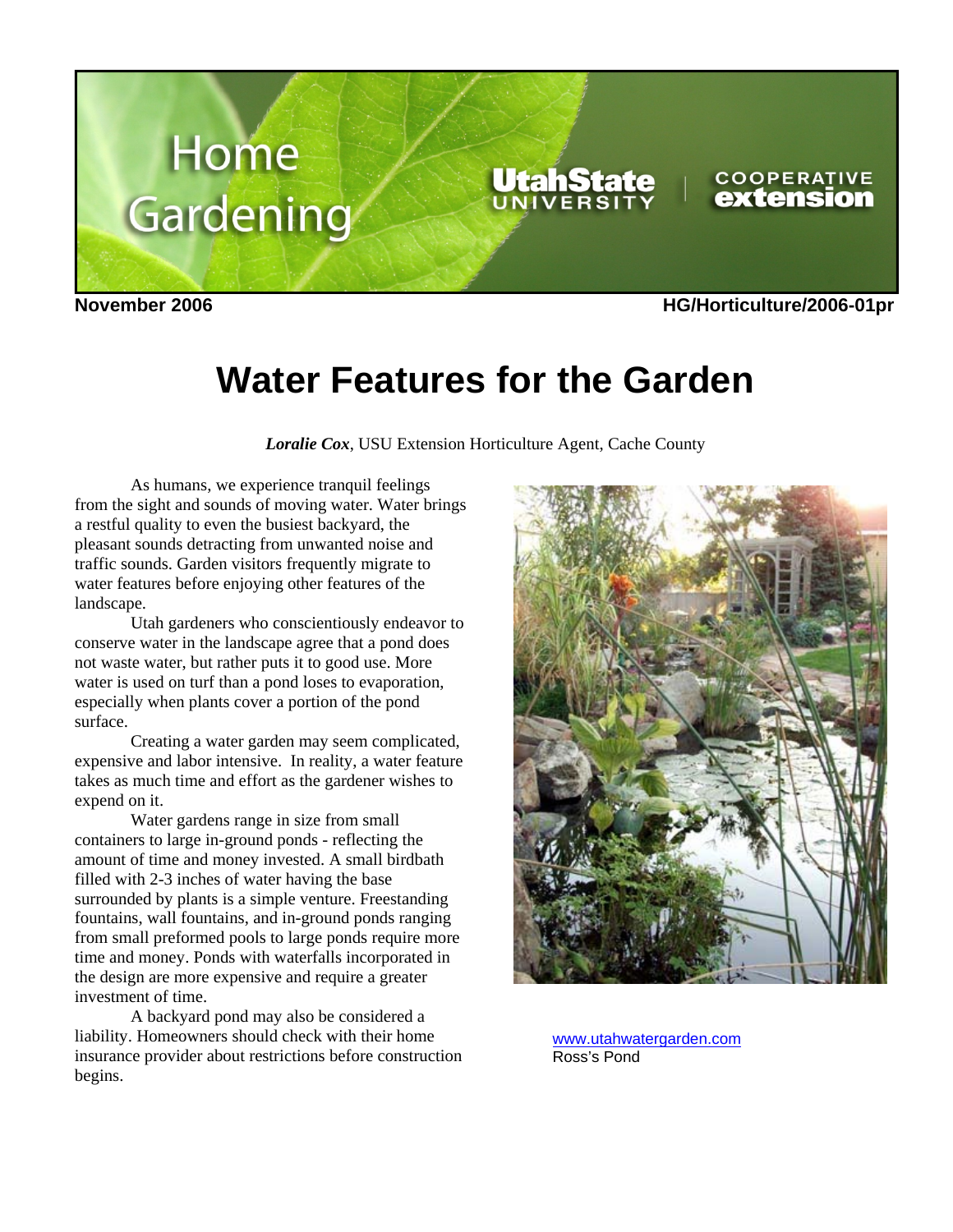November 2006 HG/Horticulture/2006-01pr

# Water Features for the Garden

***Loralie Cox***, USU Extension Horticulture Agent, Cache County

As humans, we experience tranquil feelings from the sight and sounds of moving water. Water brings a restful quality to even the busiest backyard, the pleasant sounds detracting from unwanted noise and traffic sounds. Garden visitors frequently migrate to water features before enjoying other features of the landscape.

Utah gardeners who conscientiously endeavor to conserve water in the landscape agree that a pond does not waste water, but rather puts it to good use. More water is used on turf than a pond loses to evaporation, especially when plants cover a portion of the pond surface.

Creating a water garden may seem complicated, expensive and labor intensive. In reality, a water feature takes as much time and effort as the gardener wishes to expend on it.

Water gardens range in size from small containers to large in-ground ponds - reflecting the amount of time and money invested. A small birdbath filled with 2-3 inches of water having the base surrounded by plants is a simple venture. Freestanding fountains, wall fountains, and in-ground ponds ranging from small preformed pools to large ponds require more time and money. Ponds with waterfalls incorporated in the design are more expensive and require a greater investment of time.

A backyard pond may also be considered a liability. Homeowners should check with their home insurance provider about restrictions before construction begins.

www.utahwatergarden.com
Ross's Pond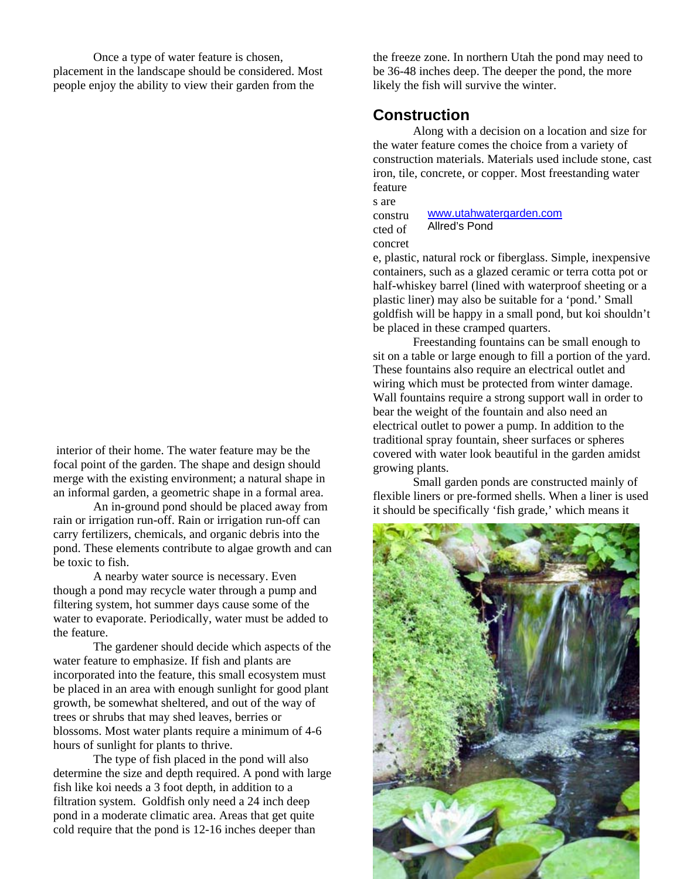Once a type of water feature is chosen, placement in the landscape should be considered. Most people enjoy the ability to view their garden from the interior of their home. The water feature may be the focal point of the garden. The shape and design should merge with the existing environment; a natural shape in an informal garden, a geometric shape in a formal area.

An in-ground pond should be placed away from rain or irrigation run-off. Rain or irrigation run-off can carry fertilizers, chemicals, and organic debris into the pond. These elements contribute to algae growth and can be toxic to fish.

A nearby water source is necessary. Even though a pond may recycle water through a pump and filtering system, hot summer days cause some of the water to evaporate. Periodically, water must be added to the feature.

The gardener should decide which aspects of the water feature to emphasize. If fish and plants are incorporated into the feature, this small ecosystem must be placed in an area with enough sunlight for good plant growth, be somewhat sheltered, and out of the way of trees or shrubs that may shed leaves, berries or blossoms. Most water plants require a minimum of 4-6 hours of sunlight for plants to thrive.

The type of fish placed in the pond will also determine the size and depth required. A pond with large fish like koi needs a 3 foot depth, in addition to a filtration system. Goldfish only need a 24 inch deep pond in a moderate climatic area. Areas that get quite cold require that the pond is 12-16 inches deeper than the freeze zone. In northern Utah the pond may need to be 36-48 inches deep. The deeper the pond, the more likely the fish will survive the winter.

## Construction

Along with a decision on a location and size for the water feature comes the choice from a variety of construction materials. Materials used include stone, cast iron, tile, concrete, or copper. Most freestanding water features are constructed of concrete, plastic, natural rock or fiberglass. Simple, inexpensive containers, such as a glazed ceramic or terra cotta pot or half-whiskey barrel (lined with waterproof sheeting or a plastic liner) may also be suitable for a 'pond.' Small goldfish will be happy in a small pond, but koi shouldn't be placed in these cramped quarters.

www.utahwatergarden.com
Allred's Pond

Freestanding fountains can be small enough to sit on a table or large enough to fill a portion of the yard. These fountains also require an electrical outlet and wiring which must be protected from winter damage. Wall fountains require a strong support wall in order to bear the weight of the fountain and also need an electrical outlet to power a pump. In addition to the traditional spray fountain, sheer surfaces or spheres covered with water look beautiful in the garden amidst growing plants.

Small garden ponds are constructed mainly of flexible liners or pre-formed shells. When a liner is used it should be specifically 'fish grade,' which means it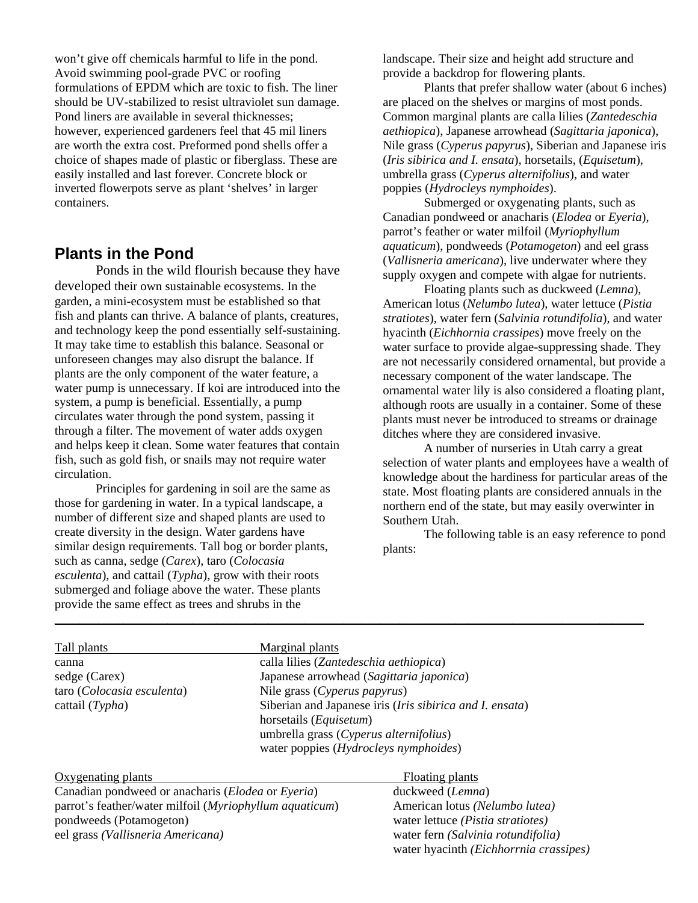won't give off chemicals harmful to life in the pond. Avoid swimming pool-grade PVC or roofing formulations of EPDM which are toxic to fish. The liner should be UV-stabilized to resist ultraviolet sun damage. Pond liners are available in several thicknesses; however, experienced gardeners feel that 45 mil liners are worth the extra cost. Preformed pond shells offer a choice of shapes made of plastic or fiberglass. These are easily installed and last forever. Concrete block or inverted flowerpots serve as plant 'shelves' in larger containers.

## Plants in the Pond

Ponds in the wild flourish because they have developed their own sustainable ecosystems. In the garden, a mini-ecosystem must be established so that fish and plants can thrive. A balance of plants, creatures, and technology keep the pond essentially self-sustaining. It may take time to establish this balance. Seasonal or unforeseen changes may also disrupt the balance. If plants are the only component of the water feature, a water pump is unnecessary. If koi are introduced into the system, a pump is beneficial. Essentially, a pump circulates water through the pond system, passing it through a filter. The movement of water adds oxygen and helps keep it clean. Some water features that contain fish, such as gold fish, or snails may not require water circulation.

Principles for gardening in soil are the same as those for gardening in water. In a typical landscape, a number of different size and shaped plants are used to create diversity in the design. Water gardens have similar design requirements. Tall bog or border plants, such as canna, sedge (*Carex*), taro (*Colocasia esculenta*), and cattail (*Typha*), grow with their roots submerged and foliage above the water. These plants provide the same effect as trees and shrubs in the landscape. Their size and height add structure and provide a backdrop for flowering plants.

Plants that prefer shallow water (about 6 inches) are placed on the shelves or margins of most ponds. Common marginal plants are calla lilies (*Zantedeschia aethiopica*), Japanese arrowhead (*Sagittaria japonica*), Nile grass (*Cyperus papyrus*), Siberian and Japanese iris (*Iris sibirica and I. ensata*), horsetails, (*Equisetum*), umbrella grass (*Cyperus alternifolius*), and water poppies (*Hydrocleys nymphoides*).

Submerged or oxygenating plants, such as Canadian pondweed or anacharis (*Elodea* or *Eyeria*), parrot's feather or water milfoil (*Myriophyllum aquaticum*), pondweeds (*Potamogeton*) and eel grass (*Vallisneria americana*), live underwater where they supply oxygen and compete with algae for nutrients.

Floating plants such as duckweed (*Lemna*), American lotus (*Nelumbo lutea*), water lettuce (*Pistia stratiotes*), water fern (*Salvinia rotundifolia*), and water hyacinth (*Eichhornia crassipes*) move freely on the water surface to provide algae-suppressing shade. They are not necessarily considered ornamental, but provide a necessary component of the water landscape. The ornamental water lily is also considered a floating plant, although roots are usually in a container. Some of these plants must never be introduced to streams or drainage ditches where they are considered invasive.

A number of nurseries in Utah carry a great selection of water plants and employees have a wealth of knowledge about the hardiness for particular areas of the state. Most floating plants are considered annuals in the northern end of the state, but may easily overwinter in Southern Utah.

The following table is an easy reference to pond plants:

| Tall plants | Marginal plants |
|---|---|
| canna | calla lilies (*Zantedeschia aethiopica*) |
| sedge (Carex) | Japanese arrowhead (*Sagittaria japonica*) |
| taro (*Colocasia esculenta*) | Nile grass (*Cyperus papyrus*) |
| cattail (*Typha*) | Siberian and Japanese iris (*Iris sibirica and I. ensata*) |
| | horsetails (*Equisetum*) |
| | umbrella grass (*Cyperus alternifolius*) |
| | water poppies (*Hydrocleys nymphoides*) |

| Oxygenating plants | Floating plants |
|---|---|
| Canadian pondweed or anacharis (*Elodea* or *Eyeria*) | duckweed (*Lemna*) |
| parrot's feather/water milfoil (*Myriophyllum aquaticum*) | American lotus *(Nelumbo lutea)* |
| pondweeds (Potamogeton) | water lettuce *(Pistia stratiotes)* |
| eel grass *(Vallisneria Americana)* | water fern *(Salvinia rotundifolia)* |
| | water hyacinth *(Eichhorrnia crassipes)* |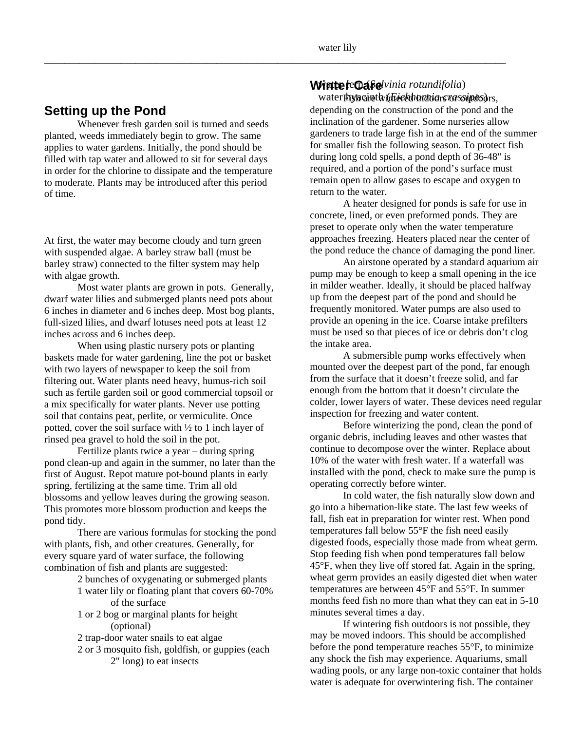water lily

water fern (*Salvinia rotundifolia*)

water hyacinth (*Eichhornia crassipes*)

## Setting up the Pond

Whenever fresh garden soil is turned and seeds planted, weeds immediately begin to grow. The same applies to water gardens. Initially, the pond should be filled with tap water and allowed to sit for several days in order for the chlorine to dissipate and the temperature to moderate. Plants may be introduced after this period of time.

At first, the water may become cloudy and turn green with suspended algae. A barley straw ball (must be barley straw) connected to the filter system may help with algae growth.

Most water plants are grown in pots. Generally, dwarf water lilies and submerged plants need pots about 6 inches in diameter and 6 inches deep. Most bog plants, full-sized lilies, and dwarf lotuses need pots at least 12 inches across and 6 inches deep.

When using plastic nursery pots or planting baskets made for water gardening, line the pot or basket with two layers of newspaper to keep the soil from filtering out. Water plants need heavy, humus-rich soil such as fertile garden soil or good commercial topsoil or a mix specifically for water plants. Never use potting soil that contains peat, perlite, or vermiculite. Once potted, cover the soil surface with ½ to 1 inch layer of rinsed pea gravel to hold the soil in the pot.

Fertilize plants twice a year – during spring pond clean-up and again in the summer, no later than the first of August. Repot mature pot-bound plants in early spring, fertilizing at the same time. Trim all old blossoms and yellow leaves during the growing season. This promotes more blossom production and keeps the pond tidy.

There are various formulas for stocking the pond with plants, fish, and other creatures. Generally, for every square yard of water surface, the following combination of fish and plants are suggested:

- 2 bunches of oxygenating or submerged plants
- 1 water lily or floating plant that covers 60-70% of the surface
- 1 or 2 bog or marginal plants for height (optional)
- 2 trap-door water snails to eat algae
- 2 or 3 mosquito fish, goldfish, or guppies (each 2" long) to eat insects

## Winter Care

Fish are wintered indoors or outdoors, depending on the construction of the pond and the inclination of the gardener. Some nurseries allow gardeners to trade large fish in at the end of the summer for smaller fish the following season. To protect fish during long cold spells, a pond depth of 36-48" is required, and a portion of the pond's surface must remain open to allow gases to escape and oxygen to return to the water.

A heater designed for ponds is safe for use in concrete, lined, or even preformed ponds. They are preset to operate only when the water temperature approaches freezing. Heaters placed near the center of the pond reduce the chance of damaging the pond liner.

An airstone operated by a standard aquarium air pump may be enough to keep a small opening in the ice in milder weather. Ideally, it should be placed halfway up from the deepest part of the pond and should be frequently monitored. Water pumps are also used to provide an opening in the ice. Coarse intake prefilters must be used so that pieces of ice or debris don't clog the intake area.

A submersible pump works effectively when mounted over the deepest part of the pond, far enough from the surface that it doesn't freeze solid, and far enough from the bottom that it doesn't circulate the colder, lower layers of water. These devices need regular inspection for freezing and water content.

Before winterizing the pond, clean the pond of organic debris, including leaves and other wastes that continue to decompose over the winter. Replace about 10% of the water with fresh water. If a waterfall was installed with the pond, check to make sure the pump is operating correctly before winter.

In cold water, the fish naturally slow down and go into a hibernation-like state. The last few weeks of fall, fish eat in preparation for winter rest. When pond temperatures fall below 55°F the fish need easily digested foods, especially those made from wheat germ. Stop feeding fish when pond temperatures fall below 45°F, when they live off stored fat. Again in the spring, wheat germ provides an easily digested diet when water temperatures are between 45°F and 55°F. In summer months feed fish no more than what they can eat in 5-10 minutes several times a day.

If wintering fish outdoors is not possible, they may be moved indoors. This should be accomplished before the pond temperature reaches 55°F, to minimize any shock the fish may experience. Aquariums, small wading pools, or any large non-toxic container that holds water is adequate for overwintering fish. The container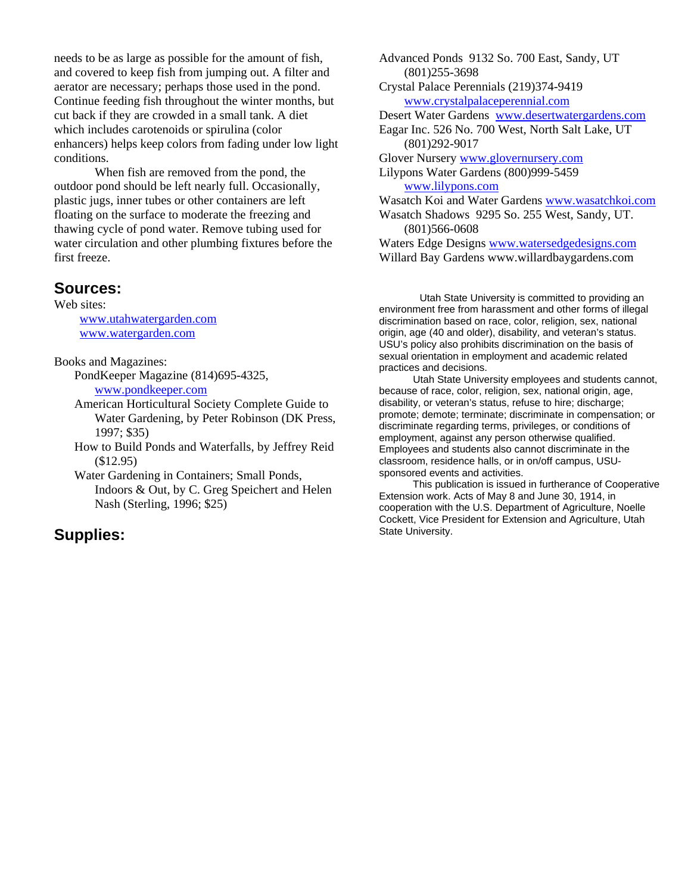needs to be as large as possible for the amount of fish, and covered to keep fish from jumping out. A filter and aerator are necessary; perhaps those used in the pond. Continue feeding fish throughout the winter months, but cut back if they are crowded in a small tank. A diet which includes carotenoids or spirulina (color enhancers) helps keep colors from fading under low light conditions.

When fish are removed from the pond, the outdoor pond should be left nearly full. Occasionally, plastic jugs, inner tubes or other containers are left floating on the surface to moderate the freezing and thawing cycle of pond water. Remove tubing used for water circulation and other plumbing fixtures before the first freeze.

## Sources:

Web sites:

- www.utahwatergarden.com
- www.watergarden.com

Books and Magazines:

- PondKeeper Magazine (814)695-4325, www.pondkeeper.com
- American Horticultural Society Complete Guide to Water Gardening, by Peter Robinson (DK Press, 1997; $35)
- How to Build Ponds and Waterfalls, by Jeffrey Reid ($12.95)
- Water Gardening in Containers; Small Ponds, Indoors & Out, by C. Greg Speichert and Helen Nash (Sterling, 1996; $25)

## Supplies:

- Advanced Ponds 9132 So. 700 East, Sandy, UT (801)255-3698
- Crystal Palace Perennials (219)374-9419 www.crystalpalaceperennial.com
- Desert Water Gardens www.desertwatergardens.com
- Eagar Inc. 526 No. 700 West, North Salt Lake, UT (801)292-9017
- Glover Nursery www.glovernursery.com
- Lilypons Water Gardens (800)999-5459 www.lilypons.com
- Wasatch Koi and Water Gardens www.wasatchkoi.com
- Wasatch Shadows 9295 So. 255 West, Sandy, UT. (801)566-0608
- Waters Edge Designs www.watersedgedesigns.com
- Willard Bay Gardens www.willardbaygardens.com

Utah State University is committed to providing an environment free from harassment and other forms of illegal discrimination based on race, color, religion, sex, national origin, age (40 and older), disability, and veteran's status. USU's policy also prohibits discrimination on the basis of sexual orientation in employment and academic related practices and decisions.

Utah State University employees and students cannot, because of race, color, religion, sex, national origin, age, disability, or veteran's status, refuse to hire; discharge; promote; demote; terminate; discriminate in compensation; or discriminate regarding terms, privileges, or conditions of employment, against any person otherwise qualified. Employees and students also cannot discriminate in the classroom, residence halls, or in on/off campus, USU-sponsored events and activities.

This publication is issued in furtherance of Cooperative Extension work. Acts of May 8 and June 30, 1914, in cooperation with the U.S. Department of Agriculture, Noelle Cockett, Vice President for Extension and Agriculture, Utah State University.